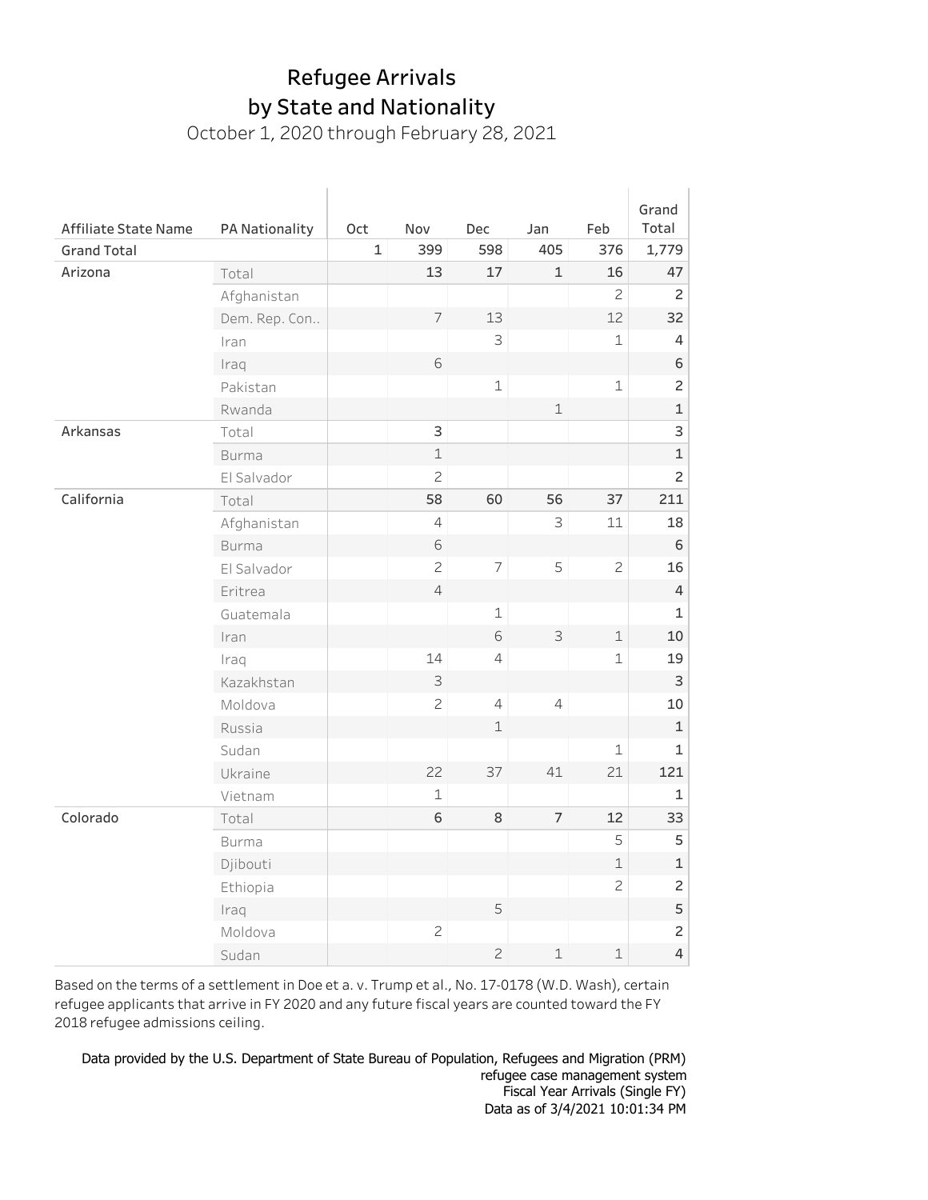# Refugee Arrivals by State and Nationality

October 1, 2020 through February 28, 2021

| Affiliate State Name | PA Nationality | Oct | Nov | Dec | Jan | Feb | Grand Total |
|---|---|---|---|---|---|---|---|
| Grand Total | | 1 | 399 | 598 | 405 | 376 | 1,779 |
| Arizona | Total | | 13 | 17 | 1 | 16 | 47 |
| | Afghanistan | | | | | 2 | 2 |
| | Dem. Rep. Con.. | | 7 | 13 | | 12 | 32 |
| | Iran | | | 3 | | 1 | 4 |
| | Iraq | | 6 | | | | 6 |
| | Pakistan | | | 1 | | 1 | 2 |
| | Rwanda | | | | 1 | | 1 |
| Arkansas | Total | | 3 | | | | 3 |
| | Burma | | 1 | | | | 1 |
| | El Salvador | | 2 | | | | 2 |
| California | Total | | 58 | 60 | 56 | 37 | 211 |
| | Afghanistan | | 4 | | 3 | 11 | 18 |
| | Burma | | 6 | | | | 6 |
| | El Salvador | | 2 | 7 | 5 | 2 | 16 |
| | Eritrea | | 4 | | | | 4 |
| | Guatemala | | | 1 | | | 1 |
| | Iran | | | 6 | 3 | 1 | 10 |
| | Iraq | | 14 | 4 | | 1 | 19 |
| | Kazakhstan | | 3 | | | | 3 |
| | Moldova | | 2 | 4 | 4 | | 10 |
| | Russia | | | 1 | | | 1 |
| | Sudan | | | | | 1 | 1 |
| | Ukraine | | 22 | 37 | 41 | 21 | 121 |
| | Vietnam | | 1 | | | | 1 |
| Colorado | Total | | 6 | 8 | 7 | 12 | 33 |
| | Burma | | | | | 5 | 5 |
| | Djibouti | | | | | 1 | 1 |
| | Ethiopia | | | | | 2 | 2 |
| | Iraq | | | 5 | | | 5 |
| | Moldova | | 2 | | | | 2 |
| | Sudan | | | 2 | 1 | 1 | 4 |

Based on the terms of a settlement in Doe et a. v. Trump et al., No. 17-0178 (W.D. Wash), certain refugee applicants that arrive in FY 2020 and any future fiscal years are counted toward the FY 2018 refugee admissions ceiling.

Data provided by the U.S. Department of State Bureau of Population, Refugees and Migration (PRM) refugee case management system
Fiscal Year Arrivals (Single FY)
Data as of 3/4/2021 10:01:34 PM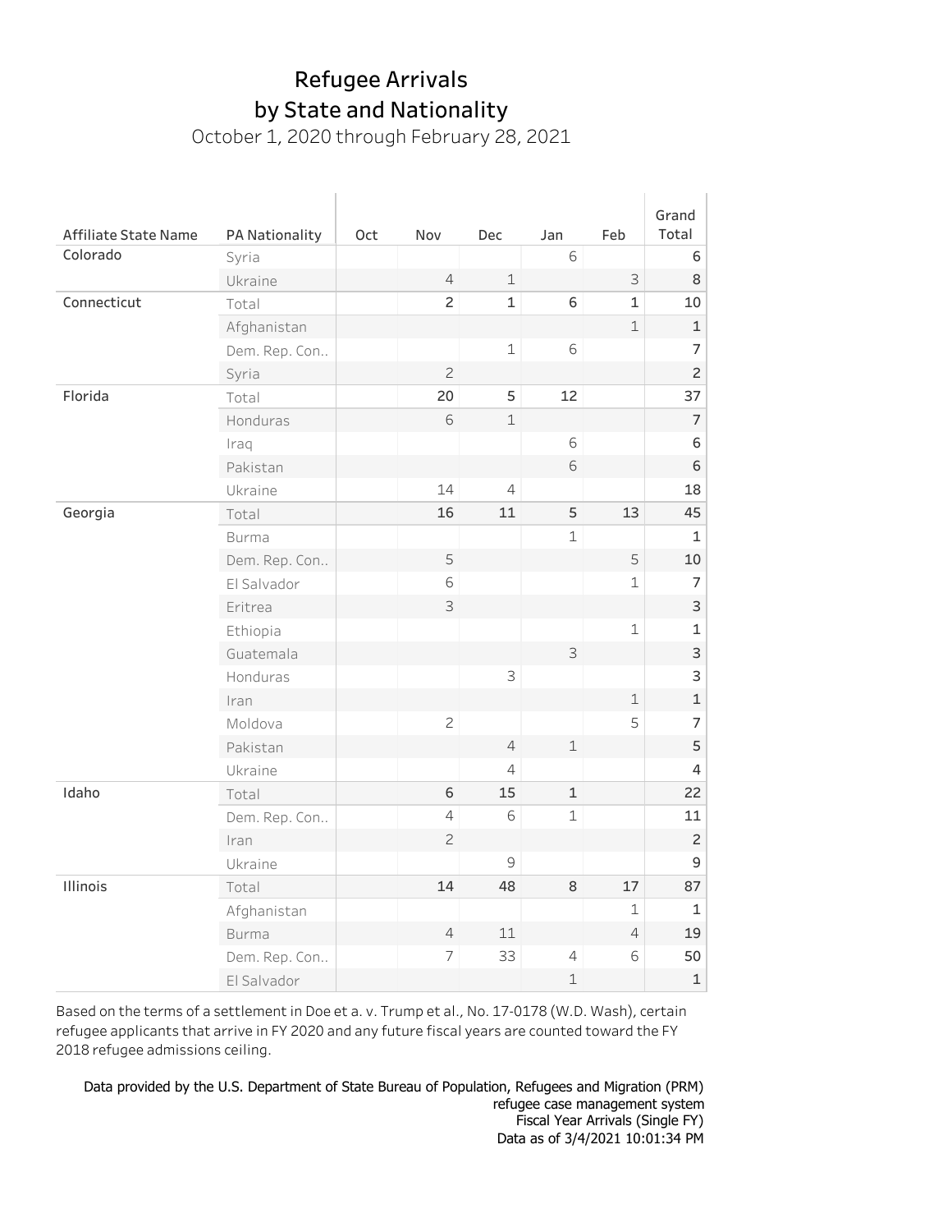# Refugee Arrivals
# by State and Nationality

October 1, 2020 through February 28, 2021

| Affiliate State Name | PA Nationality | Oct | Nov | Dec | Jan | Feb | Grand Total |
|---|---|---|---|---|---|---|---|
| Colorado | Syria | | | | 6 | | 6 |
| | Ukraine | | 4 | 1 | | 3 | 8 |
| Connecticut | Total | | 2 | 1 | 6 | 1 | 10 |
| | Afghanistan | | | | | 1 | 1 |
| | Dem. Rep. Con.. | | | 1 | 6 | | 7 |
| | Syria | | 2 | | | | 2 |
| Florida | Total | | 20 | 5 | 12 | | 37 |
| | Honduras | | 6 | 1 | | | 7 |
| | Iraq | | | | 6 | | 6 |
| | Pakistan | | | | 6 | | 6 |
| | Ukraine | | 14 | 4 | | | 18 |
| Georgia | Total | | 16 | 11 | 5 | 13 | 45 |
| | Burma | | | | 1 | | 1 |
| | Dem. Rep. Con.. | | 5 | | | 5 | 10 |
| | El Salvador | | 6 | | | 1 | 7 |
| | Eritrea | | 3 | | | | 3 |
| | Ethiopia | | | | | 1 | 1 |
| | Guatemala | | | | 3 | | 3 |
| | Honduras | | | 3 | | | 3 |
| | Iran | | | | | 1 | 1 |
| | Moldova | | 2 | | | 5 | 7 |
| | Pakistan | | | 4 | 1 | | 5 |
| | Ukraine | | | 4 | | | 4 |
| Idaho | Total | | 6 | 15 | 1 | | 22 |
| | Dem. Rep. Con.. | | 4 | 6 | 1 | | 11 |
| | Iran | | 2 | | | | 2 |
| | Ukraine | | | 9 | | | 9 |
| Illinois | Total | | 14 | 48 | 8 | 17 | 87 |
| | Afghanistan | | | | | 1 | 1 |
| | Burma | | 4 | 11 | | 4 | 19 |
| | Dem. Rep. Con.. | | 7 | 33 | 4 | 6 | 50 |
| | El Salvador | | | | 1 | | 1 |

Based on the terms of a settlement in Doe et a. v. Trump et al., No. 17-0178 (W.D. Wash), certain refugee applicants that arrive in FY 2020 and any future fiscal years are counted toward the FY 2018 refugee admissions ceiling.

Data provided by the U.S. Department of State Bureau of Population, Refugees and Migration (PRM)
refugee case management system
Fiscal Year Arrivals (Single FY)
Data as of 3/4/2021 10:01:34 PM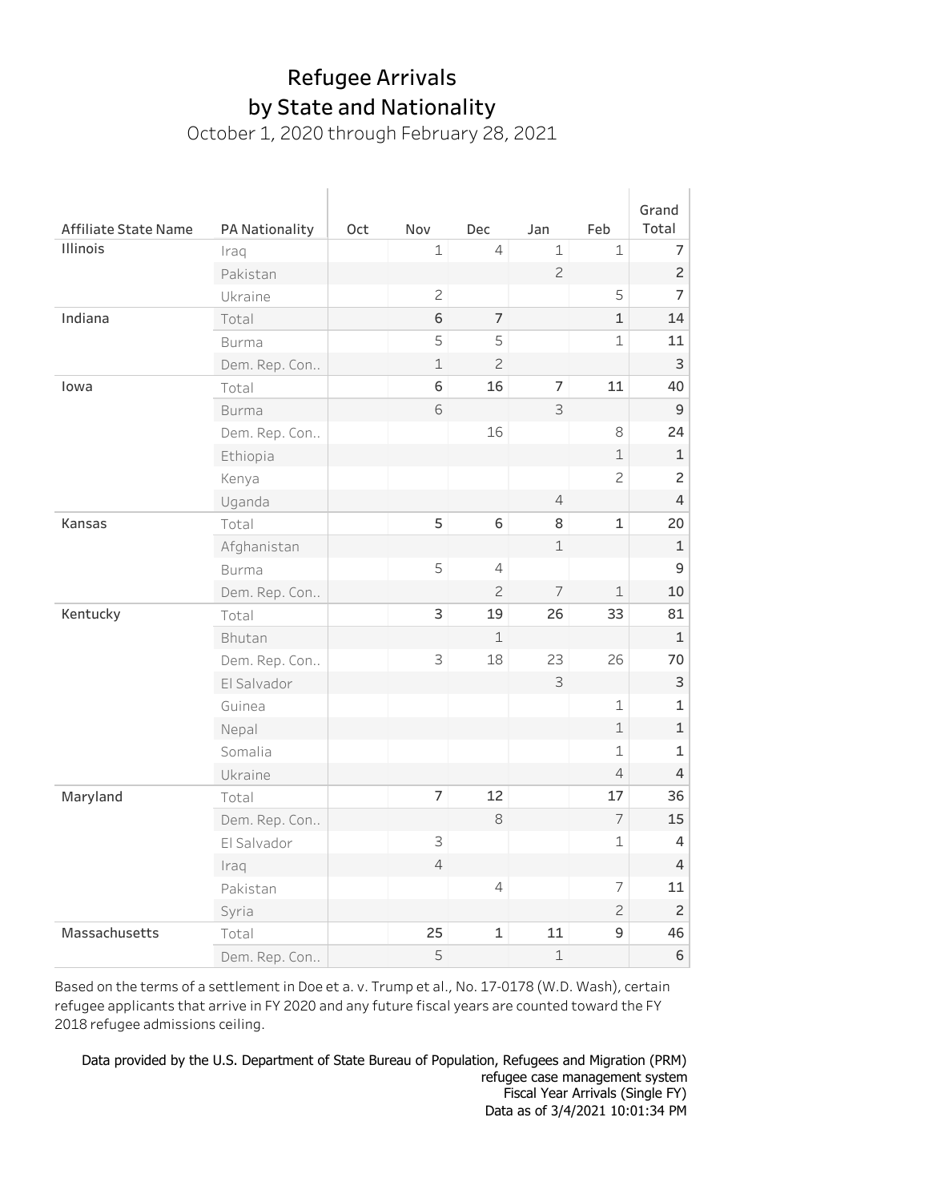# Refugee Arrivals by State and Nationality

October 1, 2020 through February 28, 2021

| Affiliate State Name | PA Nationality | Oct | Nov | Dec | Jan | Feb | Grand Total |
|---|---|---|---|---|---|---|---|
| Illinois | Iraq | | 1 | 4 | 1 | 1 | 7 |
| | Pakistan | | | | 2 | | 2 |
| | Ukraine | | 2 | | | 5 | 7 |
| Indiana | Total | | 6 | 7 | | 1 | 14 |
| | Burma | | 5 | 5 | | 1 | 11 |
| | Dem. Rep. Con.. | | 1 | 2 | | | 3 |
| Iowa | Total | | 6 | 16 | 7 | 11 | 40 |
| | Burma | | 6 | | 3 | | 9 |
| | Dem. Rep. Con.. | | | 16 | | 8 | 24 |
| | Ethiopia | | | | | 1 | 1 |
| | Kenya | | | | | 2 | 2 |
| | Uganda | | | | 4 | | 4 |
| Kansas | Total | | 5 | 6 | 8 | 1 | 20 |
| | Afghanistan | | | | 1 | | 1 |
| | Burma | | 5 | 4 | | | 9 |
| | Dem. Rep. Con.. | | | 2 | 7 | 1 | 10 |
| Kentucky | Total | | 3 | 19 | 26 | 33 | 81 |
| | Bhutan | | | 1 | | | 1 |
| | Dem. Rep. Con.. | | 3 | 18 | 23 | 26 | 70 |
| | El Salvador | | | | 3 | | 3 |
| | Guinea | | | | | 1 | 1 |
| | Nepal | | | | | 1 | 1 |
| | Somalia | | | | | 1 | 1 |
| | Ukraine | | | | | 4 | 4 |
| Maryland | Total | | 7 | 12 | | 17 | 36 |
| | Dem. Rep. Con.. | | | 8 | | 7 | 15 |
| | El Salvador | | 3 | | | 1 | 4 |
| | Iraq | | 4 | | | | 4 |
| | Pakistan | | | 4 | | 7 | 11 |
| | Syria | | | | | 2 | 2 |
| Massachusetts | Total | | 25 | 1 | 11 | 9 | 46 |
| | Dem. Rep. Con.. | | 5 | | 1 | | 6 |

Based on the terms of a settlement in Doe et a. v. Trump et al., No. 17-0178 (W.D. Wash), certain refugee applicants that arrive in FY 2020 and any future fiscal years are counted toward the FY 2018 refugee admissions ceiling.

Data provided by the U.S. Department of State Bureau of Population, Refugees and Migration (PRM) refugee case management system
Fiscal Year Arrivals (Single FY)
Data as of 3/4/2021 10:01:34 PM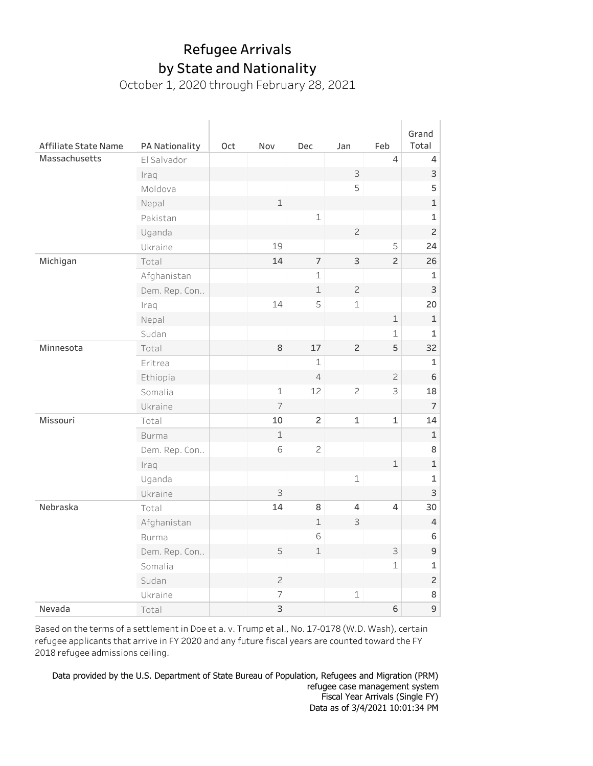# Refugee Arrivals
# by State and Nationality

October 1, 2020 through February 28, 2021

| Affiliate State Name | PA Nationality | Oct | Nov | Dec | Jan | Feb | Grand Total |
|---|---|---|---|---|---|---|---|
| Massachusetts | El Salvador | | | | | 4 | 4 |
| | Iraq | | | | 3 | | 3 |
| | Moldova | | | | 5 | | 5 |
| | Nepal | | 1 | | | | 1 |
| | Pakistan | | | 1 | | | 1 |
| | Uganda | | | | 2 | | 2 |
| | Ukraine | | 19 | | | 5 | 24 |
| Michigan | Total | | 14 | 7 | 3 | 2 | 26 |
| | Afghanistan | | | 1 | | | 1 |
| | Dem. Rep. Con.. | | | 1 | 2 | | 3 |
| | Iraq | | 14 | 5 | 1 | | 20 |
| | Nepal | | | | | 1 | 1 |
| | Sudan | | | | | 1 | 1 |
| Minnesota | Total | | 8 | 17 | 2 | 5 | 32 |
| | Eritrea | | | 1 | | | 1 |
| | Ethiopia | | | 4 | | 2 | 6 |
| | Somalia | | 1 | 12 | 2 | 3 | 18 |
| | Ukraine | | 7 | | | | 7 |
| Missouri | Total | | 10 | 2 | 1 | 1 | 14 |
| | Burma | | 1 | | | | 1 |
| | Dem. Rep. Con.. | | 6 | 2 | | | 8 |
| | Iraq | | | | | 1 | 1 |
| | Uganda | | | | 1 | | 1 |
| | Ukraine | | 3 | | | | 3 |
| Nebraska | Total | | 14 | 8 | 4 | 4 | 30 |
| | Afghanistan | | | 1 | 3 | | 4 |
| | Burma | | | 6 | | | 6 |
| | Dem. Rep. Con.. | | 5 | 1 | | 3 | 9 |
| | Somalia | | | | | 1 | 1 |
| | Sudan | | 2 | | | | 2 |
| | Ukraine | | 7 | | 1 | | 8 |
| Nevada | Total | | 3 | | | 6 | 9 |

Based on the terms of a settlement in Doe et a. v. Trump et al., No. 17-0178 (W.D. Wash), certain refugee applicants that arrive in FY 2020 and any future fiscal years are counted toward the FY 2018 refugee admissions ceiling.

Data provided by the U.S. Department of State Bureau of Population, Refugees and Migration (PRM) refugee case management system
Fiscal Year Arrivals (Single FY)
Data as of 3/4/2021 10:01:34 PM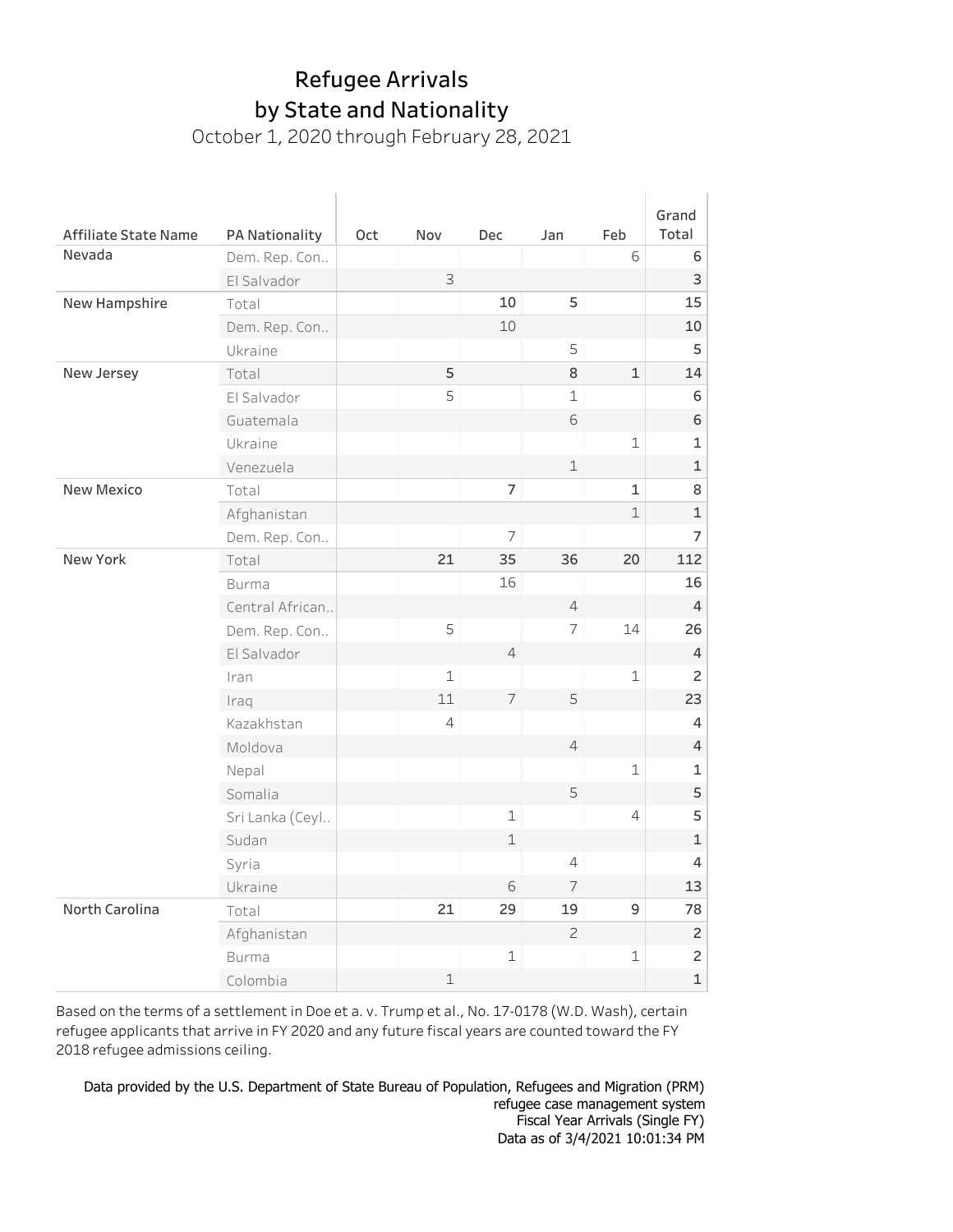# Refugee Arrivals
# by State and Nationality

October 1, 2020 through February 28, 2021

| Affiliate State Name | PA Nationality | Oct | Nov | Dec | Jan | Feb | Grand Total |
|---|---|---|---|---|---|---|---|
| Nevada | Dem. Rep. Con.. | | | | | 6 | 6 |
| | El Salvador | | 3 | | | | 3 |
| New Hampshire | Total | | | 10 | 5 | | 15 |
| | Dem. Rep. Con.. | | | 10 | | | 10 |
| | Ukraine | | | | 5 | | 5 |
| New Jersey | Total | | 5 | | 8 | 1 | 14 |
| | El Salvador | | 5 | | 1 | | 6 |
| | Guatemala | | | | 6 | | 6 |
| | Ukraine | | | | | 1 | 1 |
| | Venezuela | | | | 1 | | 1 |
| New Mexico | Total | | | 7 | | 1 | 8 |
| | Afghanistan | | | | | 1 | 1 |
| | Dem. Rep. Con.. | | | 7 | | | 7 |
| New York | Total | | 21 | 35 | 36 | 20 | 112 |
| | Burma | | | 16 | | | 16 |
| | Central African.. | | | | 4 | | 4 |
| | Dem. Rep. Con.. | | 5 | | 7 | 14 | 26 |
| | El Salvador | | | 4 | | | 4 |
| | Iran | | 1 | | | 1 | 2 |
| | Iraq | | 11 | 7 | 5 | | 23 |
| | Kazakhstan | | 4 | | | | 4 |
| | Moldova | | | | 4 | | 4 |
| | Nepal | | | | | 1 | 1 |
| | Somalia | | | | 5 | | 5 |
| | Sri Lanka (Ceyl.. | | | 1 | | 4 | 5 |
| | Sudan | | | 1 | | | 1 |
| | Syria | | | | 4 | | 4 |
| | Ukraine | | | 6 | 7 | | 13 |
| North Carolina | Total | | 21 | 29 | 19 | 9 | 78 |
| | Afghanistan | | | | 2 | | 2 |
| | Burma | | | 1 | | 1 | 2 |
| | Colombia | | 1 | | | | 1 |

Based on the terms of a settlement in Doe et a. v. Trump et al., No. 17-0178 (W.D. Wash), certain refugee applicants that arrive in FY 2020 and any future fiscal years are counted toward the FY 2018 refugee admissions ceiling.

Data provided by the U.S. Department of State Bureau of Population, Refugees and Migration (PRM) refugee case management system
Fiscal Year Arrivals (Single FY)
Data as of 3/4/2021 10:01:34 PM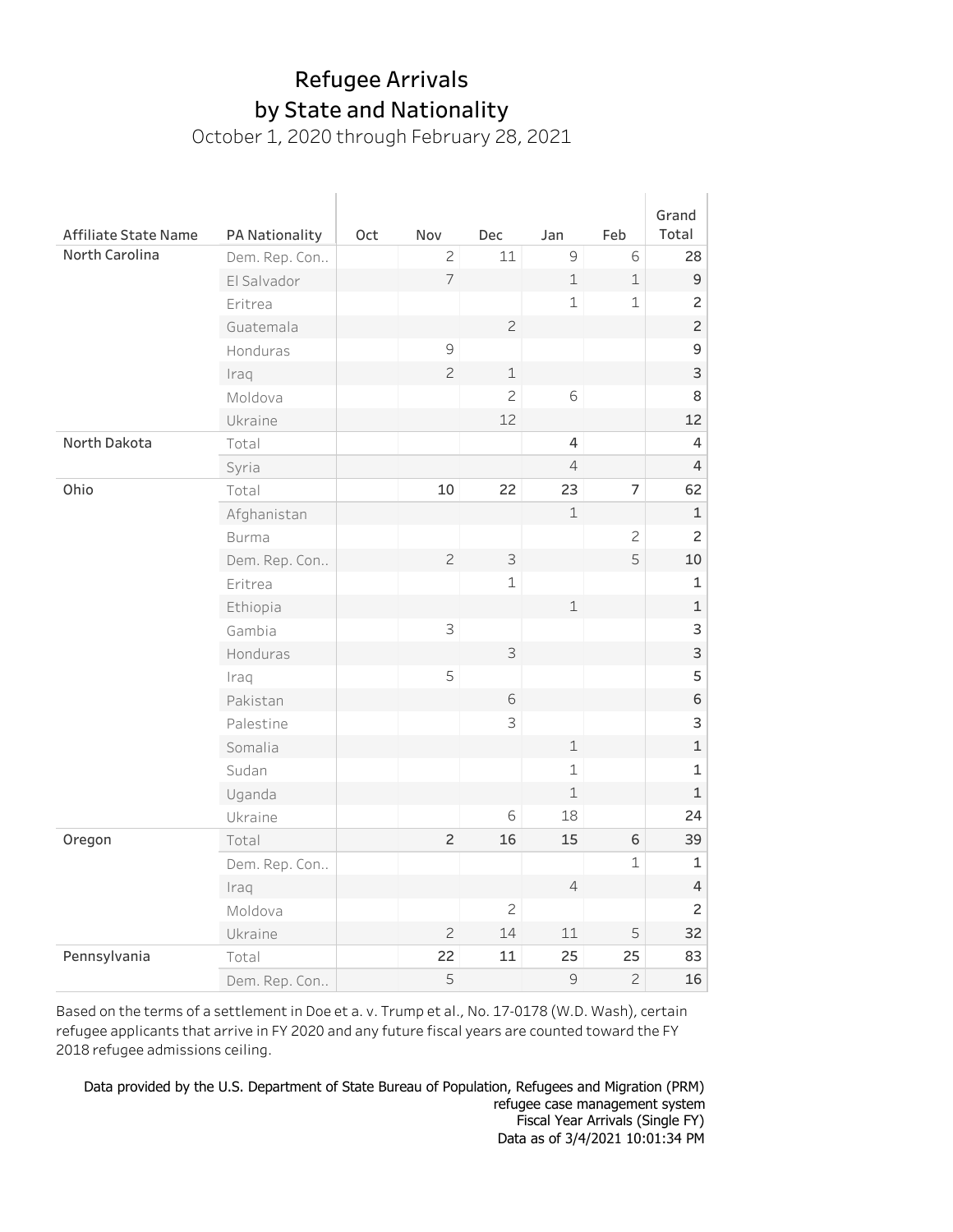# Refugee Arrivals
## by State and Nationality

October 1, 2020 through February 28, 2021

| Affiliate State Name | PA Nationality | Oct | Nov | Dec | Jan | Feb | Grand Total |
|---|---|---|---|---|---|---|---|
| North Carolina | Dem. Rep. Con.. | | 2 | 11 | 9 | 6 | 28 |
| | El Salvador | | 7 | | 1 | 1 | 9 |
| | Eritrea | | | | 1 | 1 | 2 |
| | Guatemala | | | 2 | | | 2 |
| | Honduras | | 9 | | | | 9 |
| | Iraq | | 2 | 1 | | | 3 |
| | Moldova | | | 2 | 6 | | 8 |
| | Ukraine | | | 12 | | | 12 |
| North Dakota | Total | | | | 4 | | 4 |
| | Syria | | | | 4 | | 4 |
| Ohio | Total | | 10 | 22 | 23 | 7 | 62 |
| | Afghanistan | | | | 1 | | 1 |
| | Burma | | | | | 2 | 2 |
| | Dem. Rep. Con.. | | 2 | 3 | | 5 | 10 |
| | Eritrea | | | 1 | | | 1 |
| | Ethiopia | | | | 1 | | 1 |
| | Gambia | | 3 | | | | 3 |
| | Honduras | | | 3 | | | 3 |
| | Iraq | | 5 | | | | 5 |
| | Pakistan | | | 6 | | | 6 |
| | Palestine | | | 3 | | | 3 |
| | Somalia | | | | 1 | | 1 |
| | Sudan | | | | 1 | | 1 |
| | Uganda | | | | 1 | | 1 |
| | Ukraine | | | 6 | 18 | | 24 |
| Oregon | Total | | 2 | 16 | 15 | 6 | 39 |
| | Dem. Rep. Con.. | | | | | 1 | 1 |
| | Iraq | | | | 4 | | 4 |
| | Moldova | | | 2 | | | 2 |
| | Ukraine | | 2 | 14 | 11 | 5 | 32 |
| Pennsylvania | Total | | 22 | 11 | 25 | 25 | 83 |
| | Dem. Rep. Con.. | | 5 | | 9 | 2 | 16 |

Based on the terms of a settlement in Doe et a. v. Trump et al., No. 17-0178 (W.D. Wash), certain refugee applicants that arrive in FY 2020 and any future fiscal years are counted toward the FY 2018 refugee admissions ceiling.

Data provided by the U.S. Department of State Bureau of Population, Refugees and Migration (PRM) refugee case management system
Fiscal Year Arrivals (Single FY)
Data as of 3/4/2021 10:01:34 PM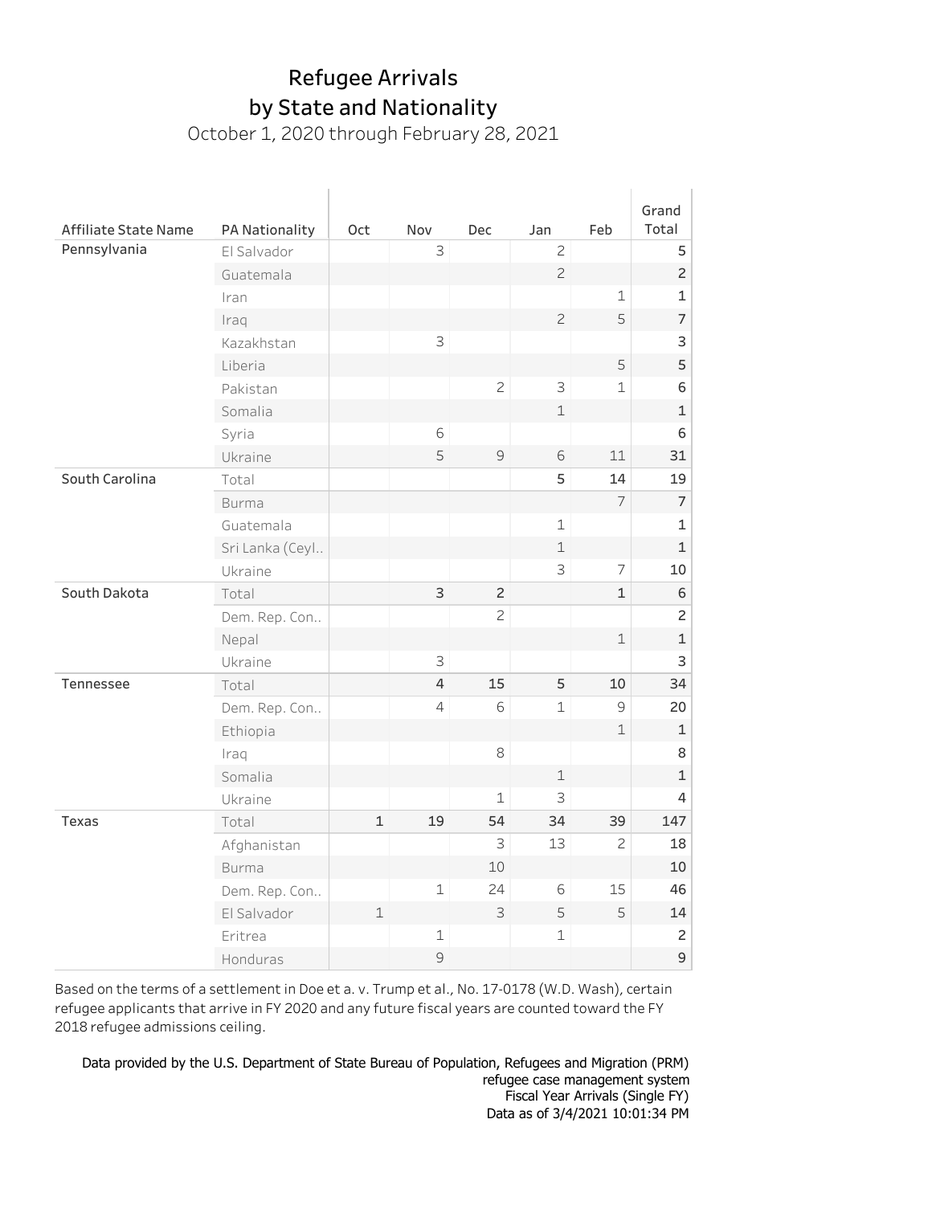# Refugee Arrivals by State and Nationality

October 1, 2020 through February 28, 2021

| Affiliate State Name | PA Nationality | Oct | Nov | Dec | Jan | Feb | Grand Total |
|---|---|---|---|---|---|---|---|
| Pennsylvania | El Salvador | | 3 | | 2 | | 5 |
| | Guatemala | | | | 2 | | 2 |
| | Iran | | | | | 1 | 1 |
| | Iraq | | | | 2 | 5 | 7 |
| | Kazakhstan | | 3 | | | | 3 |
| | Liberia | | | | | 5 | 5 |
| | Pakistan | | | 2 | 3 | 1 | 6 |
| | Somalia | | | | 1 | | 1 |
| | Syria | | 6 | | | | 6 |
| | Ukraine | | 5 | 9 | 6 | 11 | 31 |
| South Carolina | Total | | | | 5 | 14 | 19 |
| | Burma | | | | | 7 | 7 |
| | Guatemala | | | | 1 | | 1 |
| | Sri Lanka (Ceyl.. | | | | 1 | | 1 |
| | Ukraine | | | | 3 | 7 | 10 |
| South Dakota | Total | | 3 | 2 | | 1 | 6 |
| | Dem. Rep. Con.. | | | 2 | | | 2 |
| | Nepal | | | | | 1 | 1 |
| | Ukraine | | 3 | | | | 3 |
| Tennessee | Total | | 4 | 15 | 5 | 10 | 34 |
| | Dem. Rep. Con.. | | 4 | 6 | 1 | 9 | 20 |
| | Ethiopia | | | | | 1 | 1 |
| | Iraq | | | 8 | | | 8 |
| | Somalia | | | | 1 | | 1 |
| | Ukraine | | | 1 | 3 | | 4 |
| Texas | Total | 1 | 19 | 54 | 34 | 39 | 147 |
| | Afghanistan | | | 3 | 13 | 2 | 18 |
| | Burma | | | 10 | | | 10 |
| | Dem. Rep. Con.. | | 1 | 24 | 6 | 15 | 46 |
| | El Salvador | 1 | | 3 | 5 | 5 | 14 |
| | Eritrea | | 1 | | 1 | | 2 |
| | Honduras | | 9 | | | | 9 |

Based on the terms of a settlement in Doe et a. v. Trump et al., No. 17-0178 (W.D. Wash), certain refugee applicants that arrive in FY 2020 and any future fiscal years are counted toward the FY 2018 refugee admissions ceiling.

Data provided by the U.S. Department of State Bureau of Population, Refugees and Migration (PRM) refugee case management system
Fiscal Year Arrivals (Single FY)
Data as of 3/4/2021 10:01:34 PM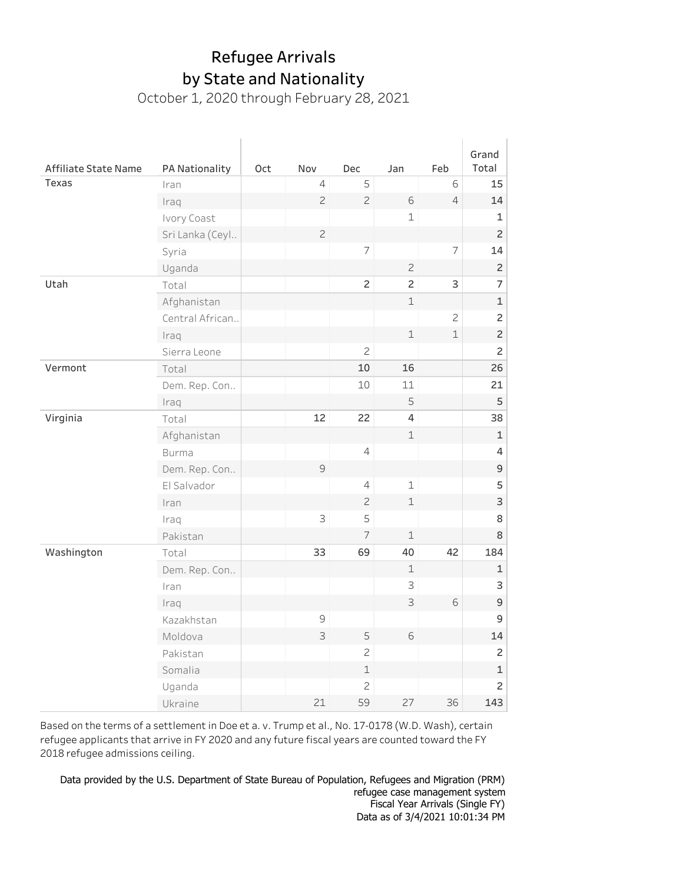# Refugee Arrivals by State and Nationality

October 1, 2020 through February 28, 2021

| Affiliate State Name | PA Nationality | Oct | Nov | Dec | Jan | Feb | Grand Total |
|---|---|---|---|---|---|---|---|
| Texas | Iran | | 4 | 5 | | 6 | 15 |
| | Iraq | | 2 | 2 | 6 | 4 | 14 |
| | Ivory Coast | | | | 1 | | 1 |
| | Sri Lanka (Ceyl.. | | 2 | | | | 2 |
| | Syria | | | 7 | | 7 | 14 |
| | Uganda | | | | 2 | | 2 |
| Utah | Total | | | 2 | 2 | 3 | 7 |
| | Afghanistan | | | | 1 | | 1 |
| | Central African.. | | | | | 2 | 2 |
| | Iraq | | | | 1 | 1 | 2 |
| | Sierra Leone | | | 2 | | | 2 |
| Vermont | Total | | | 10 | 16 | | 26 |
| | Dem. Rep. Con.. | | | 10 | 11 | | 21 |
| | Iraq | | | | 5 | | 5 |
| Virginia | Total | | 12 | 22 | 4 | | 38 |
| | Afghanistan | | | | 1 | | 1 |
| | Burma | | | 4 | | | 4 |
| | Dem. Rep. Con.. | | 9 | | | | 9 |
| | El Salvador | | | 4 | 1 | | 5 |
| | Iran | | | 2 | 1 | | 3 |
| | Iraq | | 3 | 5 | | | 8 |
| | Pakistan | | | 7 | 1 | | 8 |
| Washington | Total | | 33 | 69 | 40 | 42 | 184 |
| | Dem. Rep. Con.. | | | | 1 | | 1 |
| | Iran | | | | 3 | | 3 |
| | Iraq | | | | 3 | 6 | 9 |
| | Kazakhstan | | 9 | | | | 9 |
| | Moldova | | 3 | 5 | 6 | | 14 |
| | Pakistan | | | 2 | | | 2 |
| | Somalia | | | 1 | | | 1 |
| | Uganda | | | 2 | | | 2 |
| | Ukraine | | 21 | 59 | 27 | 36 | 143 |

Based on the terms of a settlement in Doe et a. v. Trump et al., No. 17-0178 (W.D. Wash), certain refugee applicants that arrive in FY 2020 and any future fiscal years are counted toward the FY 2018 refugee admissions ceiling.

Data provided by the U.S. Department of State Bureau of Population, Refugees and Migration (PRM) refugee case management system
Fiscal Year Arrivals (Single FY)
Data as of 3/4/2021 10:01:34 PM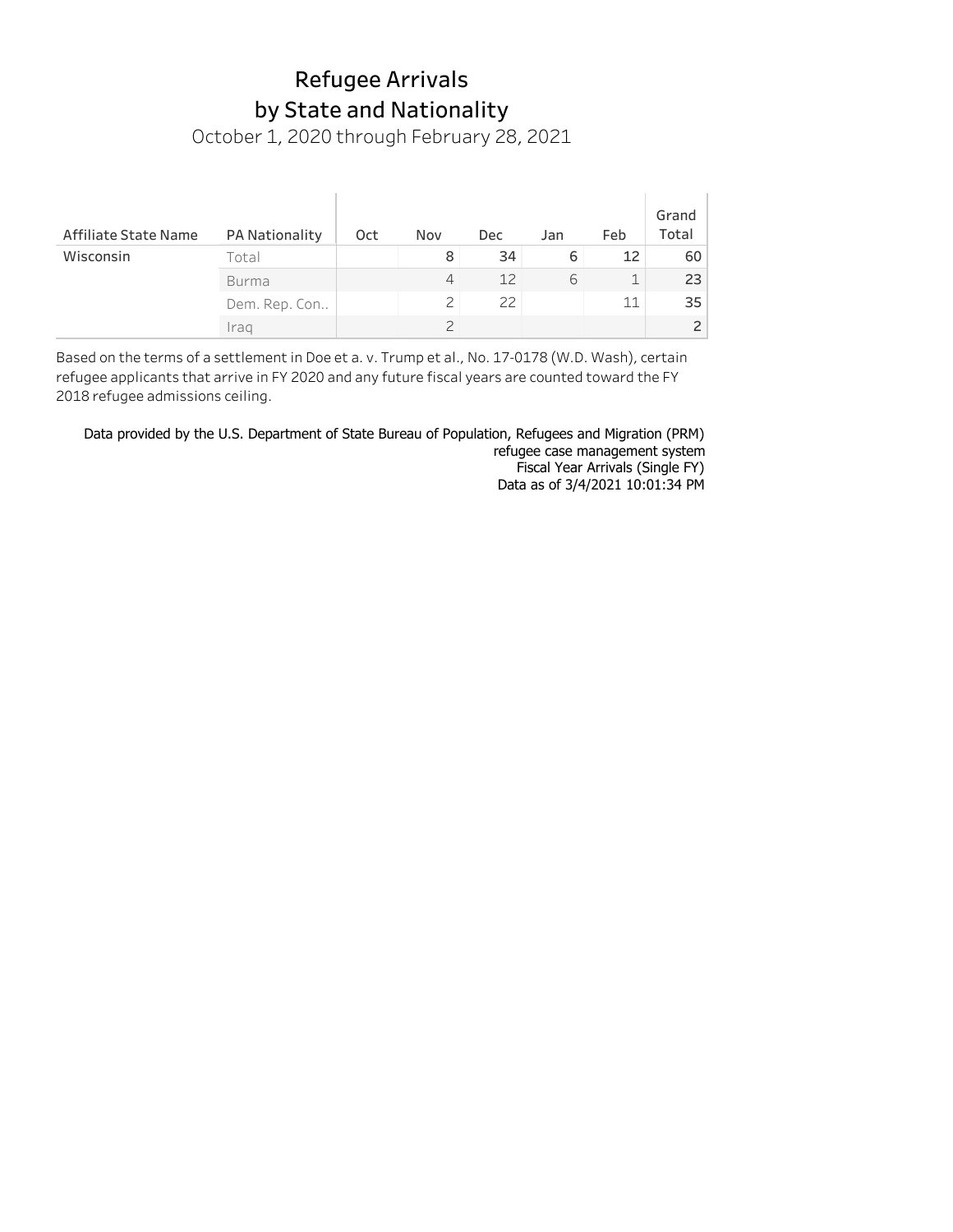# Refugee Arrivals by State and Nationality

October 1, 2020 through February 28, 2021

| Affiliate State Name | PA Nationality | Oct | Nov | Dec | Jan | Feb | Grand Total |
|---|---|---|---|---|---|---|---|
| Wisconsin | Total | | 8 | 34 | 6 | 12 | 60 |
| | Burma | | 4 | 12 | 6 | 1 | 23 |
| | Dem. Rep. Con.. | | 2 | 22 | | 11 | 35 |
| | Iraq | | 2 | | | | 2 |

Based on the terms of a settlement in Doe et a. v. Trump et al., No. 17-0178 (W.D. Wash), certain refugee applicants that arrive in FY 2020 and any future fiscal years are counted toward the FY 2018 refugee admissions ceiling.

Data provided by the U.S. Department of State Bureau of Population, Refugees and Migration (PRM) refugee case management system
Fiscal Year Arrivals (Single FY)
Data as of 3/4/2021 10:01:34 PM